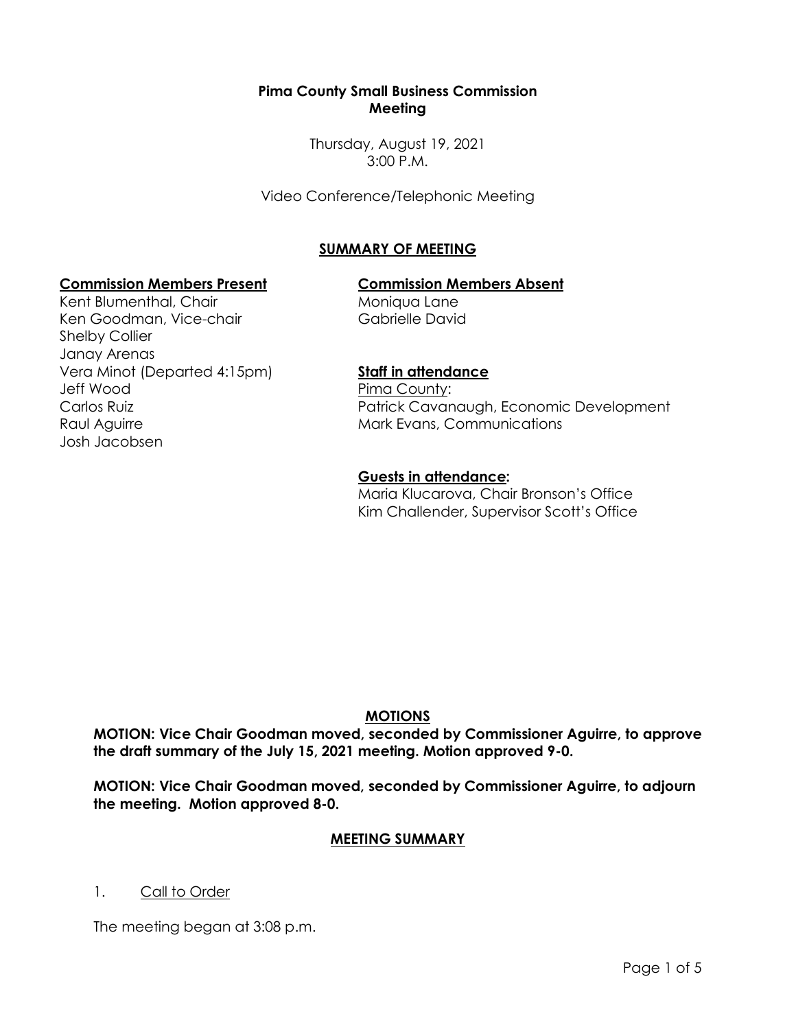**Pima County Small Business Commission Meeting**

Thursday, August 19, 2021
3:00 P.M.

Video Conference/Telephonic Meeting

## SUMMARY OF MEETING

**Commission Members Present**

Kent Blumenthal, Chair
Ken Goodman, Vice-chair
Shelby Collier
Janay Arenas
Vera Minot (Departed 4:15pm)
Jeff Wood
Carlos Ruiz
Raul Aguirre
Josh Jacobsen

**Commission Members Absent**

Moniqua Lane
Gabrielle David

**Staff in attendance**

Pima County:
Patrick Cavanaugh, Economic Development
Mark Evans, Communications

**Guests in attendance:**

Maria Klucarova, Chair Bronson's Office
Kim Challender, Supervisor Scott's Office

## MOTIONS

**MOTION: Vice Chair Goodman moved, seconded by Commissioner Aguirre, to approve the draft summary of the July 15, 2021 meeting. Motion approved 9-0.**

**MOTION: Vice Chair Goodman moved, seconded by Commissioner Aguirre, to adjourn the meeting. Motion approved 8-0.**

## MEETING SUMMARY

1. Call to Order

The meeting began at 3:08 p.m.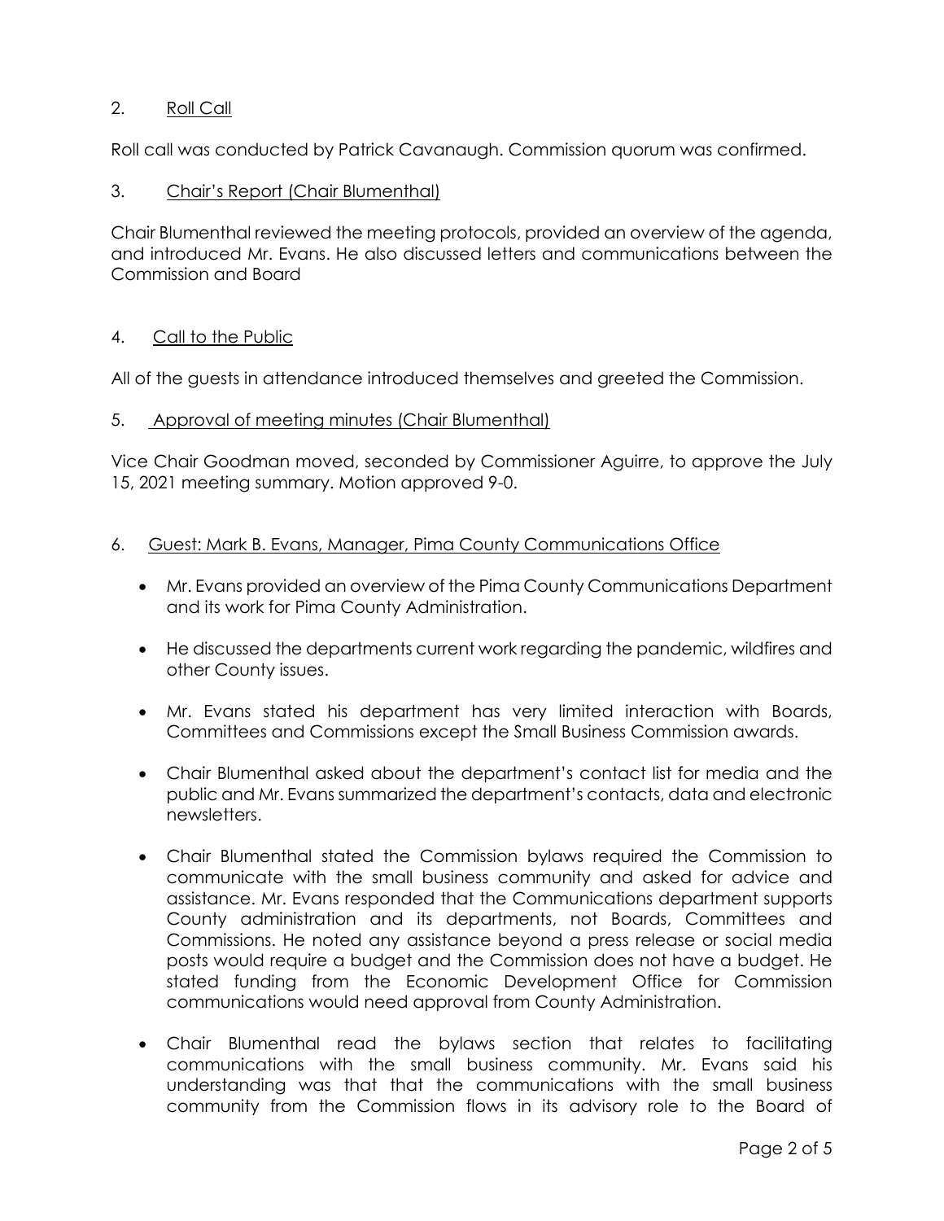2. Roll Call

Roll call was conducted by Patrick Cavanaugh. Commission quorum was confirmed.

3. Chair's Report (Chair Blumenthal)

Chair Blumenthal reviewed the meeting protocols, provided an overview of the agenda, and introduced Mr. Evans. He also discussed letters and communications between the Commission and Board

4. Call to the Public

All of the guests in attendance introduced themselves and greeted the Commission.

5. Approval of meeting minutes (Chair Blumenthal)

Vice Chair Goodman moved, seconded by Commissioner Aguirre, to approve the July 15, 2021 meeting summary. Motion approved 9-0.

6. Guest: Mark B. Evans, Manager, Pima County Communications Office

- Mr. Evans provided an overview of the Pima County Communications Department and its work for Pima County Administration.
- He discussed the departments current work regarding the pandemic, wildfires and other County issues.
- Mr. Evans stated his department has very limited interaction with Boards, Committees and Commissions except the Small Business Commission awards.
- Chair Blumenthal asked about the department's contact list for media and the public and Mr. Evans summarized the department's contacts, data and electronic newsletters.
- Chair Blumenthal stated the Commission bylaws required the Commission to communicate with the small business community and asked for advice and assistance. Mr. Evans responded that the Communications department supports County administration and its departments, not Boards, Committees and Commissions. He noted any assistance beyond a press release or social media posts would require a budget and the Commission does not have a budget. He stated funding from the Economic Development Office for Commission communications would need approval from County Administration.
- Chair Blumenthal read the bylaws section that relates to facilitating communications with the small business community. Mr. Evans said his understanding was that that the communications with the small business community from the Commission flows in its advisory role to the Board of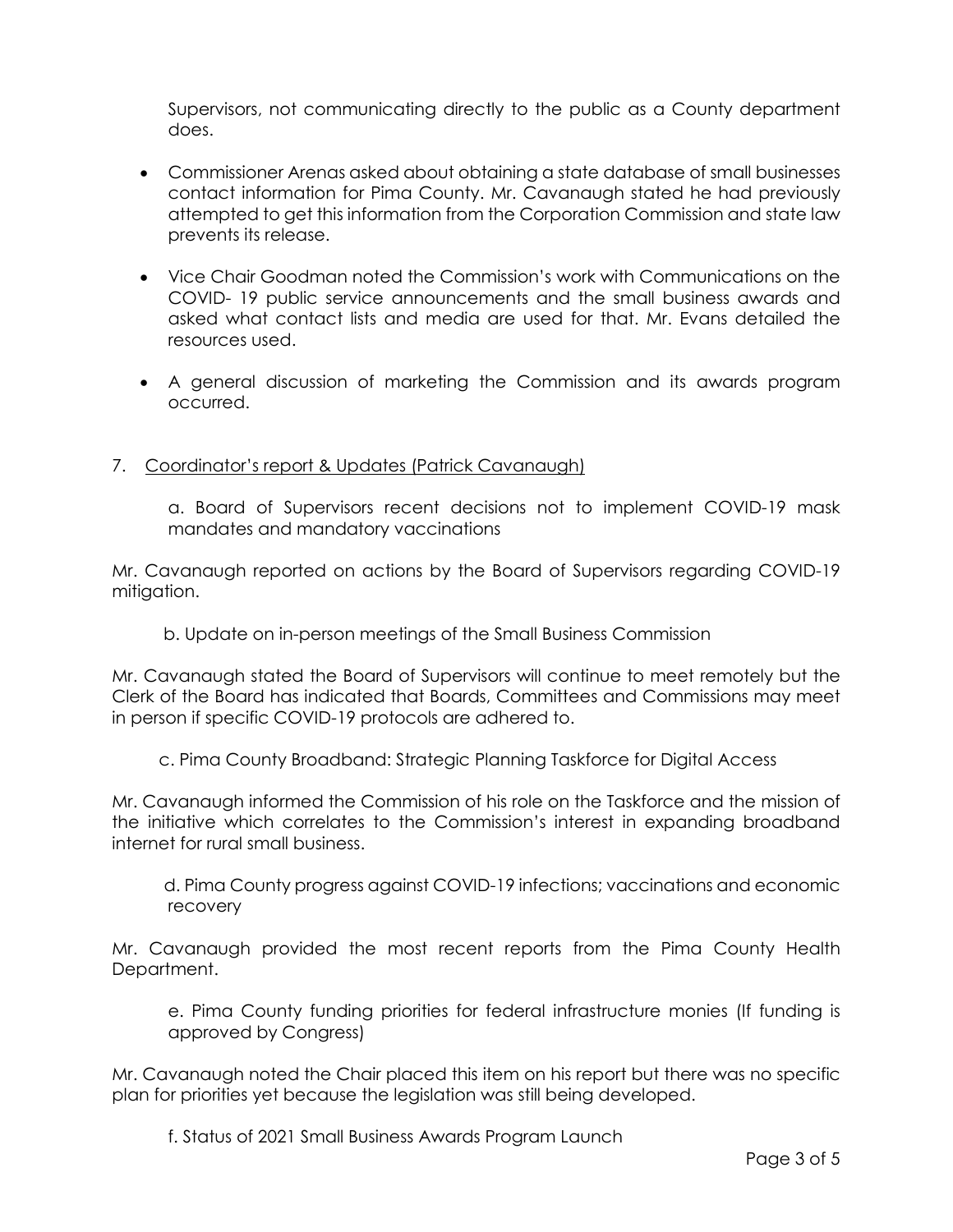Supervisors, not communicating directly to the public as a County department does.

- Commissioner Arenas asked about obtaining a state database of small businesses contact information for Pima County. Mr. Cavanaugh stated he had previously attempted to get this information from the Corporation Commission and state law prevents its release.

- Vice Chair Goodman noted the Commission's work with Communications on the COVID- 19 public service announcements and the small business awards and asked what contact lists and media are used for that. Mr. Evans detailed the resources used.

- A general discussion of marketing the Commission and its awards program occurred.

7. Coordinator's report & Updates (Patrick Cavanaugh)

   a. Board of Supervisors recent decisions not to implement COVID-19 mask mandates and mandatory vaccinations

Mr. Cavanaugh reported on actions by the Board of Supervisors regarding COVID-19 mitigation.

   b. Update on in-person meetings of the Small Business Commission

Mr. Cavanaugh stated the Board of Supervisors will continue to meet remotely but the Clerk of the Board has indicated that Boards, Committees and Commissions may meet in person if specific COVID-19 protocols are adhered to.

   c. Pima County Broadband: Strategic Planning Taskforce for Digital Access

Mr. Cavanaugh informed the Commission of his role on the Taskforce and the mission of the initiative which correlates to the Commission's interest in expanding broadband internet for rural small business.

   d. Pima County progress against COVID-19 infections; vaccinations and economic recovery

Mr. Cavanaugh provided the most recent reports from the Pima County Health Department.

   e. Pima County funding priorities for federal infrastructure monies (If funding is approved by Congress)

Mr. Cavanaugh noted the Chair placed this item on his report but there was no specific plan for priorities yet because the legislation was still being developed.

   f. Status of 2021 Small Business Awards Program Launch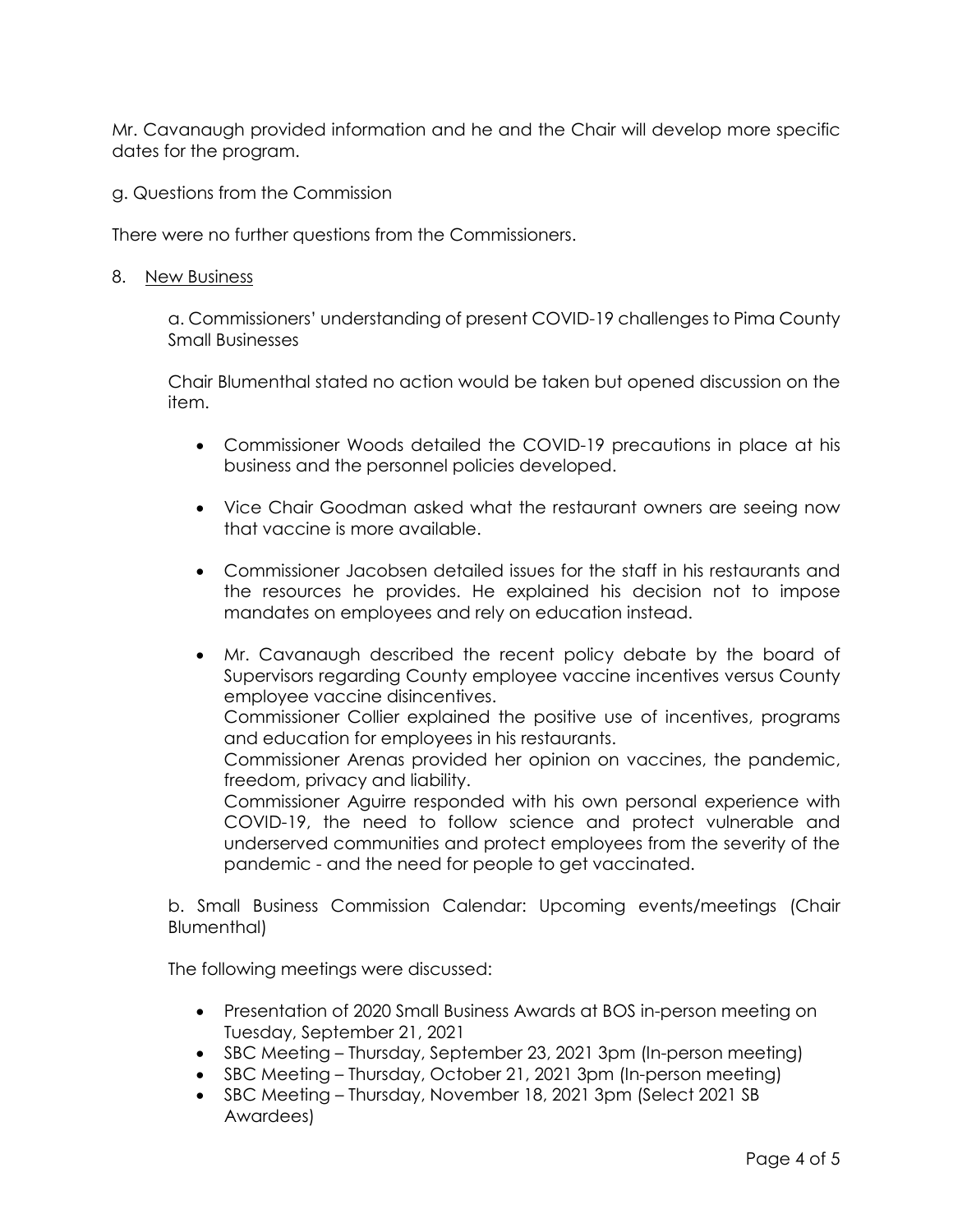Mr. Cavanaugh provided information and he and the Chair will develop more specific dates for the program.

g. Questions from the Commission

There were no further questions from the Commissioners.

8. <u>New Business</u>

a. Commissioners' understanding of present COVID-19 challenges to Pima County Small Businesses

Chair Blumenthal stated no action would be taken but opened discussion on the item.

- Commissioner Woods detailed the COVID-19 precautions in place at his business and the personnel policies developed.

- Vice Chair Goodman asked what the restaurant owners are seeing now that vaccine is more available.

- Commissioner Jacobsen detailed issues for the staff in his restaurants and the resources he provides. He explained his decision not to impose mandates on employees and rely on education instead.

- Mr. Cavanaugh described the recent policy debate by the board of Supervisors regarding County employee vaccine incentives versus County employee vaccine disincentives.
  Commissioner Collier explained the positive use of incentives, programs and education for employees in his restaurants.
  Commissioner Arenas provided her opinion on vaccines, the pandemic, freedom, privacy and liability.
  Commissioner Aguirre responded with his own personal experience with COVID-19, the need to follow science and protect vulnerable and underserved communities and protect employees from the severity of the pandemic - and the need for people to get vaccinated.

b. Small Business Commission Calendar: Upcoming events/meetings (Chair Blumenthal)

The following meetings were discussed:

- Presentation of 2020 Small Business Awards at BOS in-person meeting on Tuesday, September 21, 2021
- SBC Meeting – Thursday, September 23, 2021 3pm (In-person meeting)
- SBC Meeting – Thursday, October 21, 2021 3pm (In-person meeting)
- SBC Meeting – Thursday, November 18, 2021 3pm (Select 2021 SB Awardees)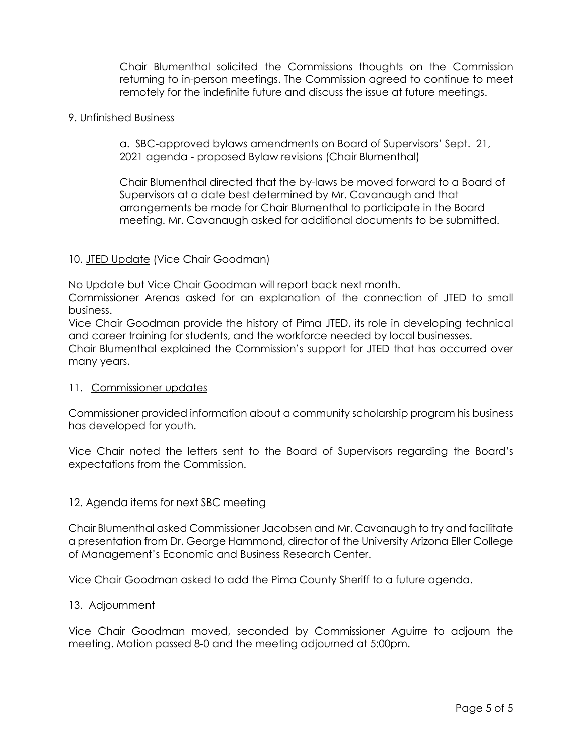Chair Blumenthal solicited the Commissions thoughts on the Commission returning to in-person meetings. The Commission agreed to continue to meet remotely for the indefinite future and discuss the issue at future meetings.

9. <u>Unfinished Business</u>

a. SBC-approved bylaws amendments on Board of Supervisors' Sept. 21, 2021 agenda - proposed Bylaw revisions (Chair Blumenthal)

Chair Blumenthal directed that the by-laws be moved forward to a Board of Supervisors at a date best determined by Mr. Cavanaugh and that arrangements be made for Chair Blumenthal to participate in the Board meeting. Mr. Cavanaugh asked for additional documents to be submitted.

10. <u>JTED Update</u> (Vice Chair Goodman)

No Update but Vice Chair Goodman will report back next month.
Commissioner Arenas asked for an explanation of the connection of JTED to small business.
Vice Chair Goodman provide the history of Pima JTED, its role in developing technical and career training for students, and the workforce needed by local businesses.
Chair Blumenthal explained the Commission's support for JTED that has occurred over many years.

11. <u>Commissioner updates</u>

Commissioner provided information about a community scholarship program his business has developed for youth.

Vice Chair noted the letters sent to the Board of Supervisors regarding the Board's expectations from the Commission.

12. <u>Agenda items for next SBC meeting</u>

Chair Blumenthal asked Commissioner Jacobsen and Mr. Cavanaugh to try and facilitate a presentation from Dr. George Hammond, director of the University Arizona Eller College of Management's Economic and Business Research Center.

Vice Chair Goodman asked to add the Pima County Sheriff to a future agenda.

13. <u>Adjournment</u>

Vice Chair Goodman moved, seconded by Commissioner Aguirre to adjourn the meeting. Motion passed 8-0 and the meeting adjourned at 5:00pm.